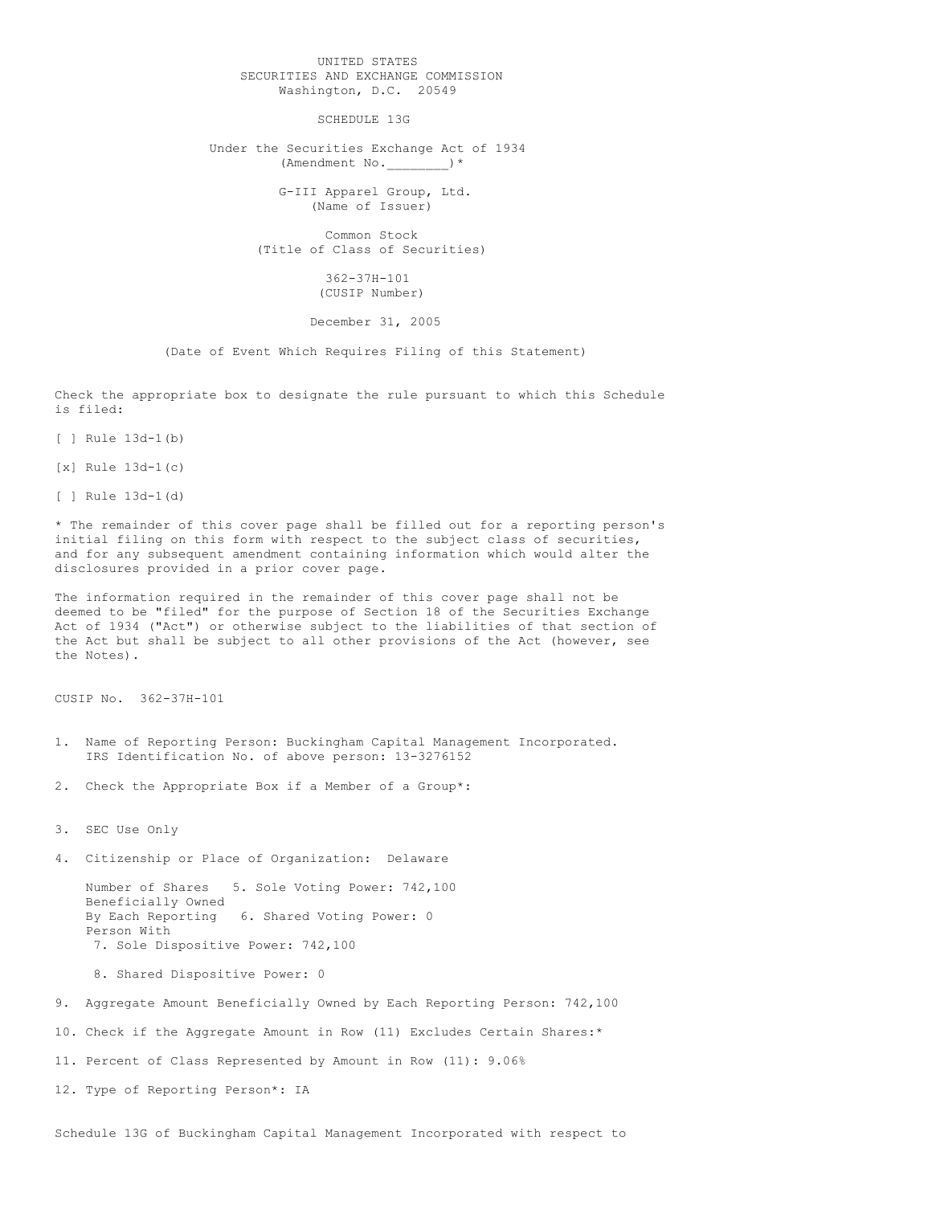UNITED STATES
SECURITIES AND EXCHANGE COMMISSION
Washington, D.C. 20549

SCHEDULE 13G

Under the Securities Exchange Act of 1934
(Amendment No.________)*

G-III Apparel Group, Ltd.
(Name of Issuer)

Common Stock
(Title of Class of Securities)

362-37H-101
(CUSIP Number)

December 31, 2005

(Date of Event Which Requires Filing of this Statement)

Check the appropriate box to designate the rule pursuant to which this Schedule is filed:

[ ] Rule 13d-1(b)

[x] Rule 13d-1(c)

[ ] Rule 13d-1(d)

* The remainder of this cover page shall be filled out for a reporting person's initial filing on this form with respect to the subject class of securities, and for any subsequent amendment containing information which would alter the disclosures provided in a prior cover page.

The information required in the remainder of this cover page shall not be deemed to be "filed" for the purpose of Section 18 of the Securities Exchange Act of 1934 ("Act") or otherwise subject to the liabilities of that section of the Act but shall be subject to all other provisions of the Act (however, see the Notes).

CUSIP No. 362-37H-101

1. Name of Reporting Person: Buckingham Capital Management Incorporated.
   IRS Identification No. of above person: 13-3276152

2. Check the Appropriate Box if a Member of a Group*:

3. SEC Use Only

4. Citizenship or Place of Organization: Delaware

   Number of Shares Beneficially Owned By Each Reporting Person With
   5. Sole Voting Power: 742,100
   6. Shared Voting Power: 0
   7. Sole Dispositive Power: 742,100
   8. Shared Dispositive Power: 0

9. Aggregate Amount Beneficially Owned by Each Reporting Person: 742,100

10. Check if the Aggregate Amount in Row (11) Excludes Certain Shares:*

11. Percent of Class Represented by Amount in Row (11): 9.06%

12. Type of Reporting Person*: IA

Schedule 13G of Buckingham Capital Management Incorporated with respect to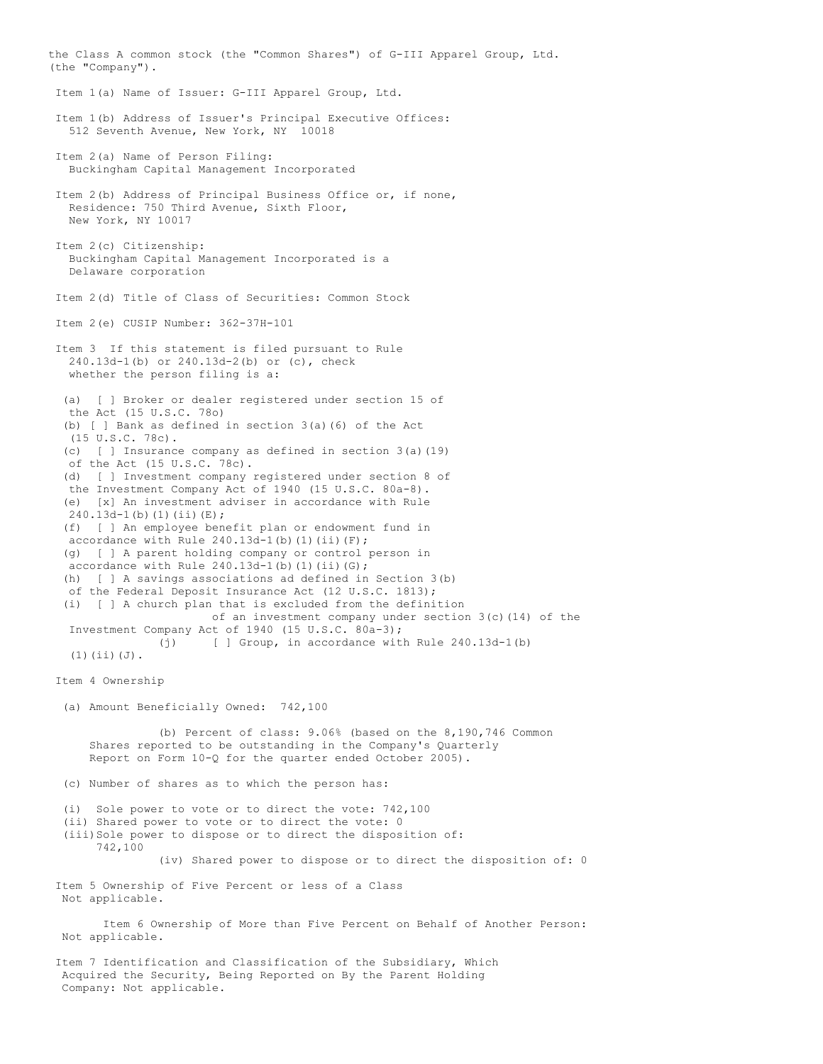the Class A common stock (the "Common Shares") of G-III Apparel Group, Ltd. (the "Company").

Item 1(a) Name of Issuer: G-III Apparel Group, Ltd.

Item 1(b) Address of Issuer's Principal Executive Offices:
512 Seventh Avenue, New York, NY 10018

Item 2(a) Name of Person Filing:
Buckingham Capital Management Incorporated

Item 2(b) Address of Principal Business Office or, if none,
Residence: 750 Third Avenue, Sixth Floor,
New York, NY 10017

Item 2(c) Citizenship:
Buckingham Capital Management Incorporated is a
Delaware corporation

Item 2(d) Title of Class of Securities: Common Stock

Item 2(e) CUSIP Number: 362-37H-101

Item 3 If this statement is filed pursuant to Rule 240.13d-1(b) or 240.13d-2(b) or (c), check whether the person filing is a:

(a) [ ] Broker or dealer registered under section 15 of the Act (15 U.S.C. 78o)
(b) [ ] Bank as defined in section 3(a)(6) of the Act (15 U.S.C. 78c).
(c) [ ] Insurance company as defined in section 3(a)(19) of the Act (15 U.S.C. 78c).
(d) [ ] Investment company registered under section 8 of the Investment Company Act of 1940 (15 U.S.C. 80a-8).
(e) [x] An investment adviser in accordance with Rule 240.13d-1(b)(1)(ii)(E);
(f) [ ] An employee benefit plan or endowment fund in accordance with Rule 240.13d-1(b)(1)(ii)(F);
(g) [ ] A parent holding company or control person in accordance with Rule 240.13d-1(b)(1)(ii)(G);
(h) [ ] A savings associations ad defined in Section 3(b) of the Federal Deposit Insurance Act (12 U.S.C. 1813);
(i) [ ] A church plan that is excluded from the definition of an investment company under section 3(c)(14) of the Investment Company Act of 1940 (15 U.S.C. 80a-3);
(j) [ ] Group, in accordance with Rule 240.13d-1(b)(1)(ii)(J).

Item 4 Ownership

(a) Amount Beneficially Owned: 742,100

(b) Percent of class: 9.06% (based on the 8,190,746 Common Shares reported to be outstanding in the Company's Quarterly Report on Form 10-Q for the quarter ended October 2005).

(c) Number of shares as to which the person has:

(i) Sole power to vote or to direct the vote: 742,100
(ii) Shared power to vote or to direct the vote: 0
(iii) Sole power to dispose or to direct the disposition of: 742,100
(iv) Shared power to dispose or to direct the disposition of: 0

Item 5 Ownership of Five Percent or less of a Class
Not applicable.

Item 6 Ownership of More than Five Percent on Behalf of Another Person:
Not applicable.

Item 7 Identification and Classification of the Subsidiary, Which Acquired the Security, Being Reported on By the Parent Holding Company: Not applicable.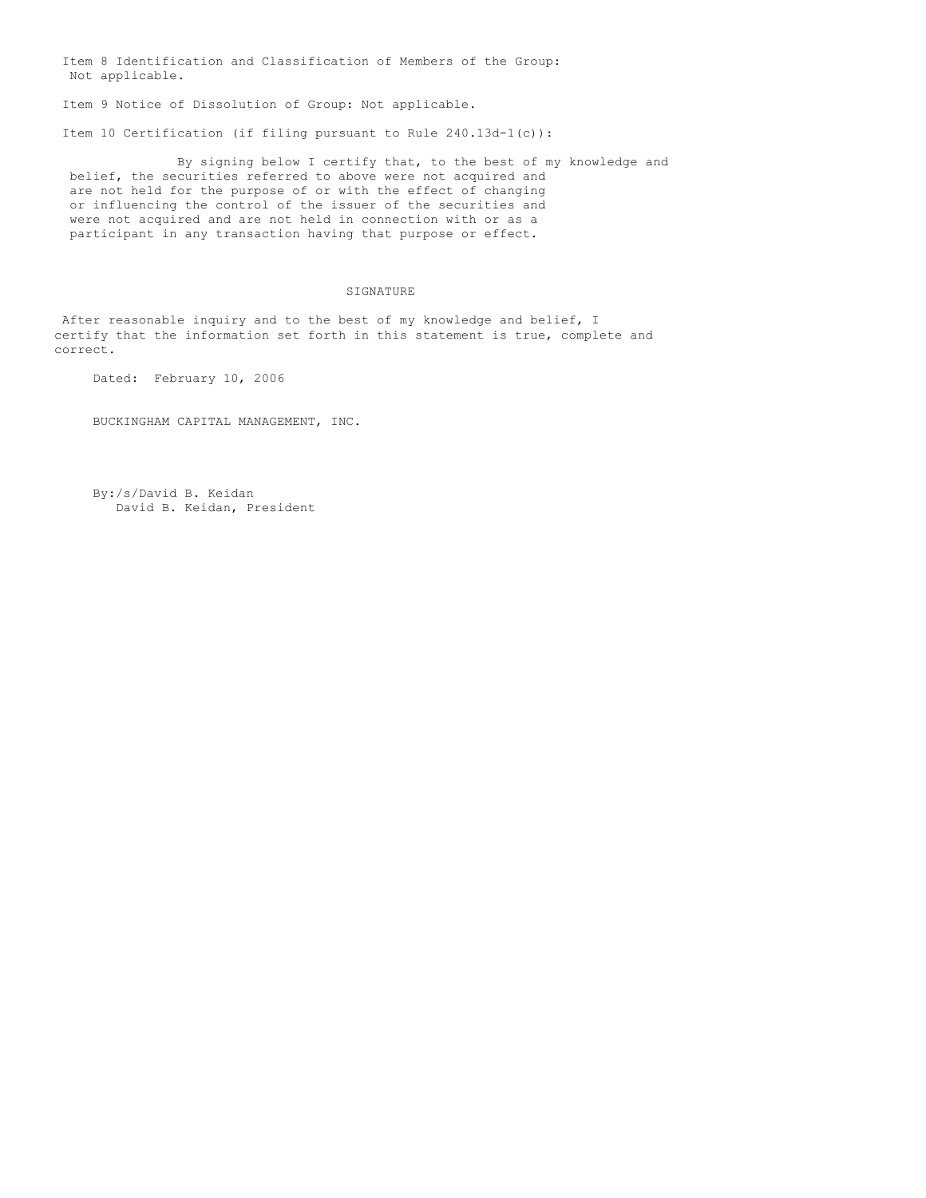Item 8 Identification and Classification of Members of the Group: Not applicable.

Item 9 Notice of Dissolution of Group: Not applicable.

Item 10 Certification (if filing pursuant to Rule 240.13d-1(c)):

By signing below I certify that, to the best of my knowledge and belief, the securities referred to above were not acquired and are not held for the purpose of or with the effect of changing or influencing the control of the issuer of the securities and were not acquired and are not held in connection with or as a participant in any transaction having that purpose or effect.

## SIGNATURE

After reasonable inquiry and to the best of my knowledge and belief, I certify that the information set forth in this statement is true, complete and correct.

Dated: February 10, 2006

BUCKINGHAM CAPITAL MANAGEMENT, INC.

By:/s/David B. Keidan
David B. Keidan, President